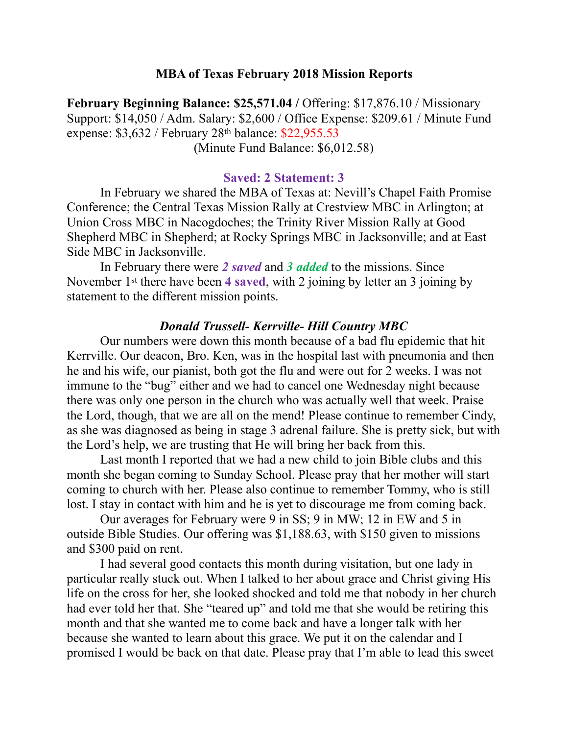# MBA of Texas February 2018 Mission Reports

**February Beginning Balance: $25,571.04 /** Offering: $17,876.10 / Missionary Support: $14,050 / Adm. Salary: $2,600 / Office Expense: $209.61 / Minute Fund expense: $3,632 / February 28th balance: $22,955.53
(Minute Fund Balance: $6,012.58)

### Saved: 2 Statement: 3

In February we shared the MBA of Texas at: Nevill's Chapel Faith Promise Conference; the Central Texas Mission Rally at Crestview MBC in Arlington; at Union Cross MBC in Nacogdoches; the Trinity River Mission Rally at Good Shepherd MBC in Shepherd; at Rocky Springs MBC in Jacksonville; and at East Side MBC in Jacksonville.

In February there were ***2 saved*** and ***3 added*** to the missions. Since November 1st there have been **4 saved**, with 2 joining by letter an 3 joining by statement to the different mission points.

### *Donald Trussell- Kerrville- Hill Country MBC*

Our numbers were down this month because of a bad flu epidemic that hit Kerrville. Our deacon, Bro. Ken, was in the hospital last with pneumonia and then he and his wife, our pianist, both got the flu and were out for 2 weeks. I was not immune to the "bug" either and we had to cancel one Wednesday night because there was only one person in the church who was actually well that week. Praise the Lord, though, that we are all on the mend! Please continue to remember Cindy, as she was diagnosed as being in stage 3 adrenal failure. She is pretty sick, but with the Lord's help, we are trusting that He will bring her back from this.

Last month I reported that we had a new child to join Bible clubs and this month she began coming to Sunday School. Please pray that her mother will start coming to church with her. Please also continue to remember Tommy, who is still lost. I stay in contact with him and he is yet to discourage me from coming back.

Our averages for February were 9 in SS; 9 in MW; 12 in EW and 5 in outside Bible Studies. Our offering was $1,188.63, with $150 given to missions and $300 paid on rent.

I had several good contacts this month during visitation, but one lady in particular really stuck out. When I talked to her about grace and Christ giving His life on the cross for her, she looked shocked and told me that nobody in her church had ever told her that. She "teared up" and told me that she would be retiring this month and that she wanted me to come back and have a longer talk with her because she wanted to learn about this grace. We put it on the calendar and I promised I would be back on that date. Please pray that I'm able to lead this sweet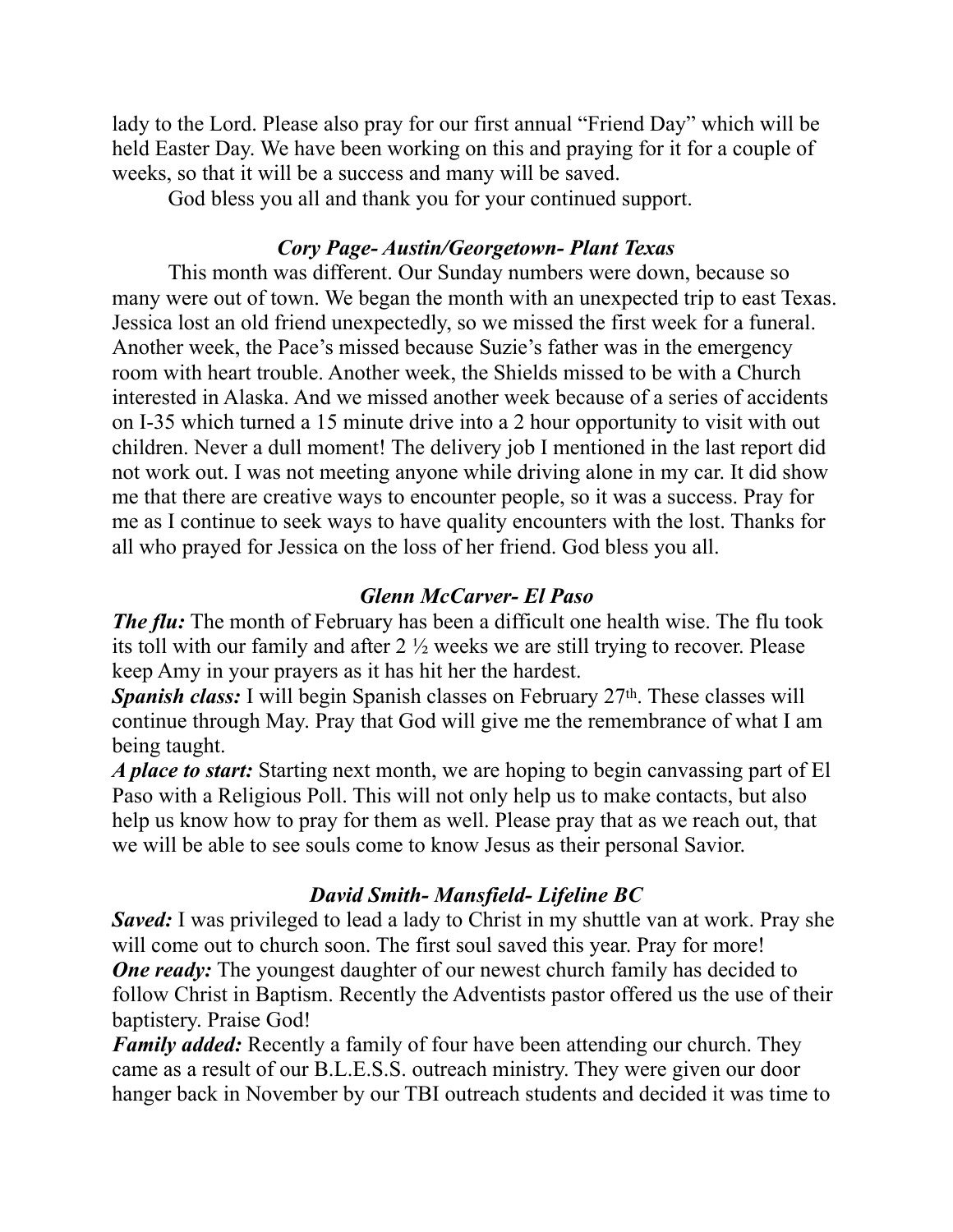lady to the Lord. Please also pray for our first annual "Friend Day" which will be held Easter Day. We have been working on this and praying for it for a couple of weeks, so that it will be a success and many will be saved.

God bless you all and thank you for your continued support.

### *Cory Page- Austin/Georgetown- Plant Texas*

This month was different. Our Sunday numbers were down, because so many were out of town. We began the month with an unexpected trip to east Texas. Jessica lost an old friend unexpectedly, so we missed the first week for a funeral. Another week, the Pace's missed because Suzie's father was in the emergency room with heart trouble. Another week, the Shields missed to be with a Church interested in Alaska. And we missed another week because of a series of accidents on I-35 which turned a 15 minute drive into a 2 hour opportunity to visit with out children. Never a dull moment! The delivery job I mentioned in the last report did not work out. I was not meeting anyone while driving alone in my car. It did show me that there are creative ways to encounter people, so it was a success. Pray for me as I continue to seek ways to have quality encounters with the lost. Thanks for all who prayed for Jessica on the loss of her friend. God bless you all.

### *Glenn McCarver- El Paso*

***The flu:*** The month of February has been a difficult one health wise. The flu took its toll with our family and after 2 ½ weeks we are still trying to recover. Please keep Amy in your prayers as it has hit her the hardest.

***Spanish class:*** I will begin Spanish classes on February 27th. These classes will continue through May. Pray that God will give me the remembrance of what I am being taught.

***A place to start:*** Starting next month, we are hoping to begin canvassing part of El Paso with a Religious Poll. This will not only help us to make contacts, but also help us know how to pray for them as well. Please pray that as we reach out, that we will be able to see souls come to know Jesus as their personal Savior.

### *David Smith- Mansfield- Lifeline BC*

***Saved:*** I was privileged to lead a lady to Christ in my shuttle van at work. Pray she will come out to church soon. The first soul saved this year. Pray for more!

***One ready:*** The youngest daughter of our newest church family has decided to follow Christ in Baptism. Recently the Adventists pastor offered us the use of their baptistery. Praise God!

***Family added:*** Recently a family of four have been attending our church. They came as a result of our B.L.E.S.S. outreach ministry. They were given our door hanger back in November by our TBI outreach students and decided it was time to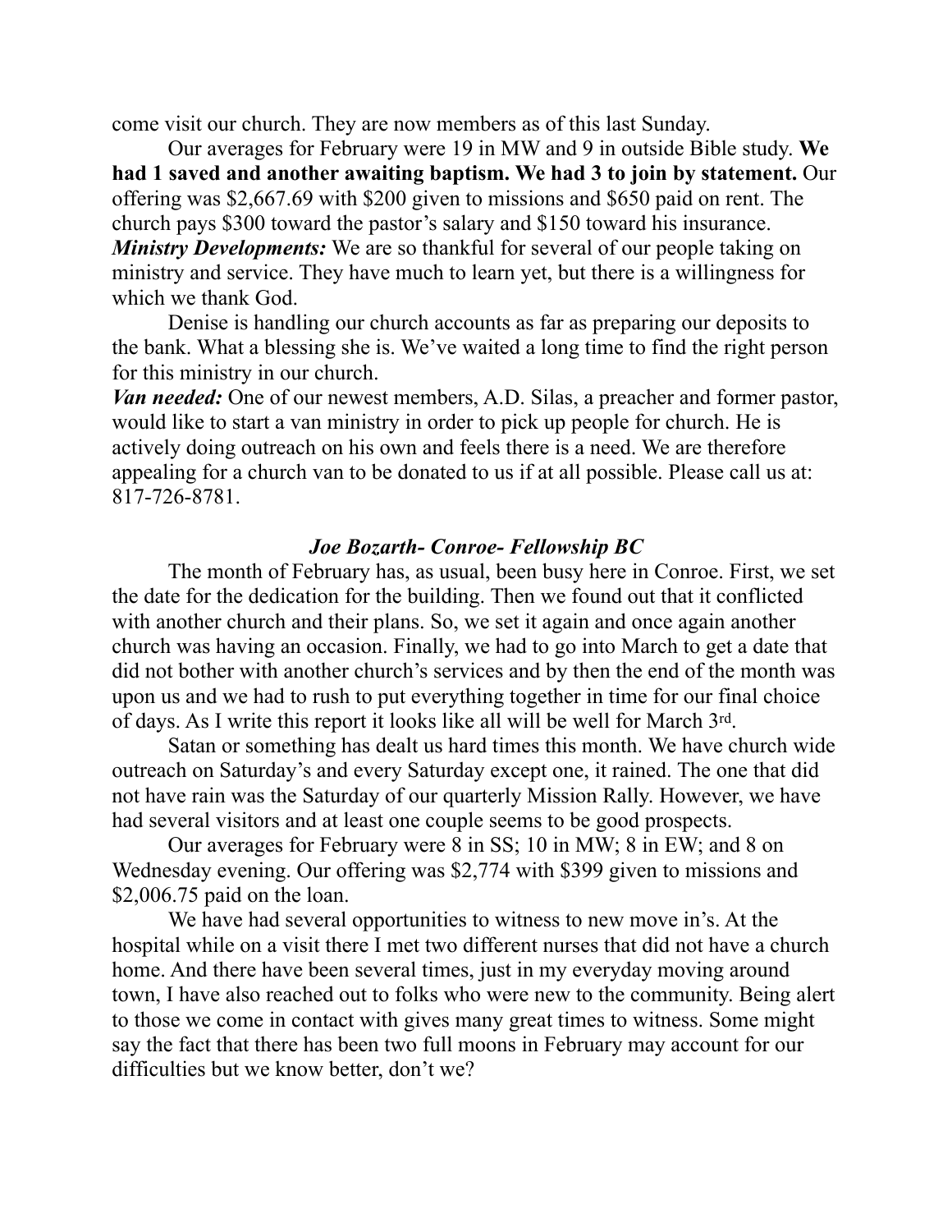come visit our church. They are now members as of this last Sunday.

Our averages for February were 19 in MW and 9 in outside Bible study. **We had 1 saved and another awaiting baptism. We had 3 to join by statement.** Our offering was $2,667.69 with $200 given to missions and $650 paid on rent. The church pays $300 toward the pastor's salary and $150 toward his insurance.

***Ministry Developments:*** We are so thankful for several of our people taking on ministry and service. They have much to learn yet, but there is a willingness for which we thank God.

Denise is handling our church accounts as far as preparing our deposits to the bank. What a blessing she is. We've waited a long time to find the right person for this ministry in our church.

***Van needed:*** One of our newest members, A.D. Silas, a preacher and former pastor, would like to start a van ministry in order to pick up people for church. He is actively doing outreach on his own and feels there is a need. We are therefore appealing for a church van to be donated to us if at all possible. Please call us at: 817-726-8781.

### *Joe Bozarth- Conroe- Fellowship BC*

The month of February has, as usual, been busy here in Conroe. First, we set the date for the dedication for the building. Then we found out that it conflicted with another church and their plans. So, we set it again and once again another church was having an occasion. Finally, we had to go into March to get a date that did not bother with another church's services and by then the end of the month was upon us and we had to rush to put everything together in time for our final choice of days. As I write this report it looks like all will be well for March 3rd.

Satan or something has dealt us hard times this month. We have church wide outreach on Saturday's and every Saturday except one, it rained. The one that did not have rain was the Saturday of our quarterly Mission Rally. However, we have had several visitors and at least one couple seems to be good prospects.

Our averages for February were 8 in SS; 10 in MW; 8 in EW; and 8 on Wednesday evening. Our offering was $2,774 with $399 given to missions and $2,006.75 paid on the loan.

We have had several opportunities to witness to new move in's. At the hospital while on a visit there I met two different nurses that did not have a church home. And there have been several times, just in my everyday moving around town, I have also reached out to folks who were new to the community. Being alert to those we come in contact with gives many great times to witness. Some might say the fact that there has been two full moons in February may account for our difficulties but we know better, don't we?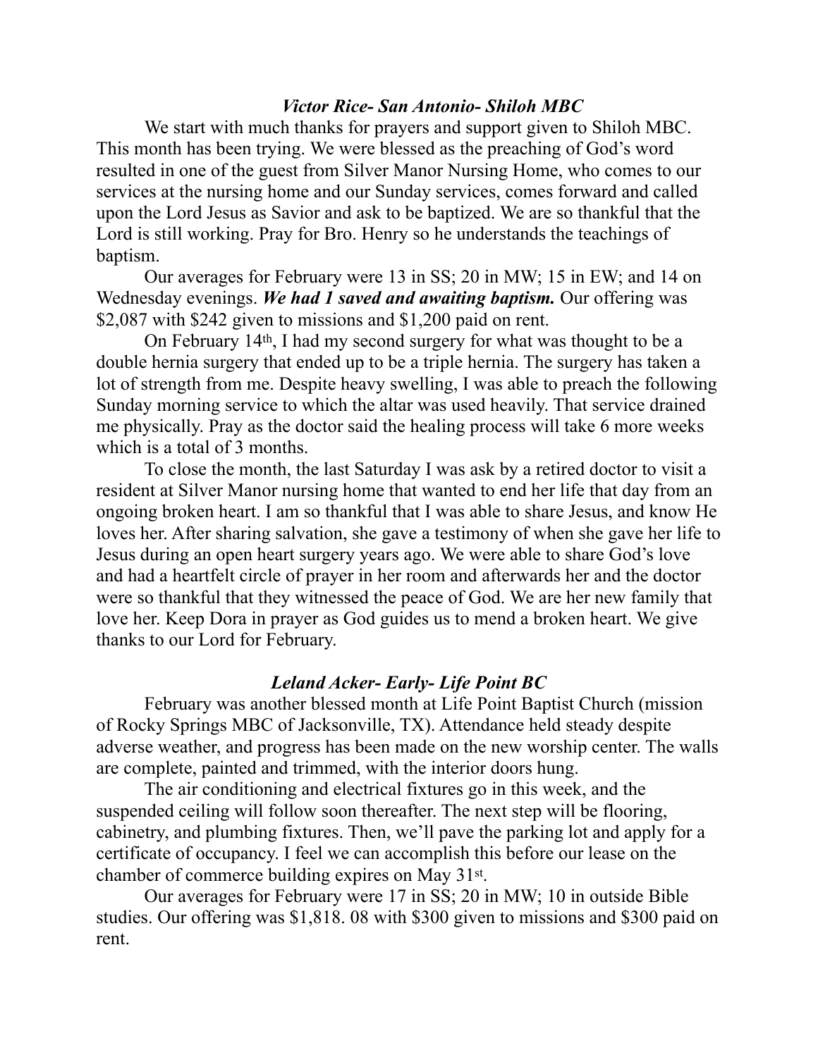### *Victor Rice- San Antonio- Shiloh MBC*

We start with much thanks for prayers and support given to Shiloh MBC. This month has been trying. We were blessed as the preaching of God's word resulted in one of the guest from Silver Manor Nursing Home, who comes to our services at the nursing home and our Sunday services, comes forward and called upon the Lord Jesus as Savior and ask to be baptized. We are so thankful that the Lord is still working. Pray for Bro. Henry so he understands the teachings of baptism.

Our averages for February were 13 in SS; 20 in MW; 15 in EW; and 14 on Wednesday evenings. ***We had 1 saved and awaiting baptism.*** Our offering was $2,087 with $242 given to missions and $1,200 paid on rent.

On February 14th, I had my second surgery for what was thought to be a double hernia surgery that ended up to be a triple hernia. The surgery has taken a lot of strength from me. Despite heavy swelling, I was able to preach the following Sunday morning service to which the altar was used heavily. That service drained me physically. Pray as the doctor said the healing process will take 6 more weeks which is a total of 3 months.

To close the month, the last Saturday I was ask by a retired doctor to visit a resident at Silver Manor nursing home that wanted to end her life that day from an ongoing broken heart. I am so thankful that I was able to share Jesus, and know He loves her. After sharing salvation, she gave a testimony of when she gave her life to Jesus during an open heart surgery years ago. We were able to share God's love and had a heartfelt circle of prayer in her room and afterwards her and the doctor were so thankful that they witnessed the peace of God. We are her new family that love her. Keep Dora in prayer as God guides us to mend a broken heart. We give thanks to our Lord for February.

### *Leland Acker- Early- Life Point BC*

February was another blessed month at Life Point Baptist Church (mission of Rocky Springs MBC of Jacksonville, TX). Attendance held steady despite adverse weather, and progress has been made on the new worship center. The walls are complete, painted and trimmed, with the interior doors hung.

The air conditioning and electrical fixtures go in this week, and the suspended ceiling will follow soon thereafter. The next step will be flooring, cabinetry, and plumbing fixtures. Then, we'll pave the parking lot and apply for a certificate of occupancy. I feel we can accomplish this before our lease on the chamber of commerce building expires on May 31st.

Our averages for February were 17 in SS; 20 in MW; 10 in outside Bible studies. Our offering was $1,818. 08 with $300 given to missions and $300 paid on rent.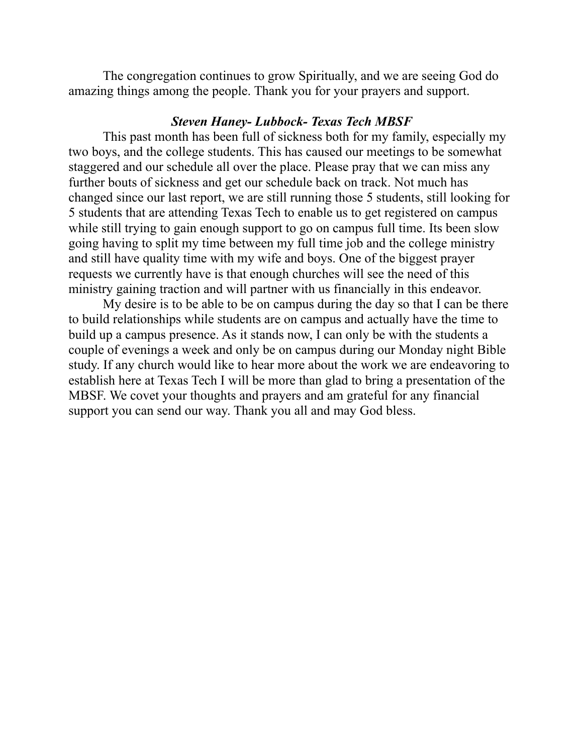The congregation continues to grow Spiritually, and we are seeing God do amazing things among the people. Thank you for your prayers and support.

### *Steven Haney- Lubbock- Texas Tech MBSF*

This past month has been full of sickness both for my family, especially my two boys, and the college students. This has caused our meetings to be somewhat staggered and our schedule all over the place. Please pray that we can miss any further bouts of sickness and get our schedule back on track. Not much has changed since our last report, we are still running those 5 students, still looking for 5 students that are attending Texas Tech to enable us to get registered on campus while still trying to gain enough support to go on campus full time. Its been slow going having to split my time between my full time job and the college ministry and still have quality time with my wife and boys. One of the biggest prayer requests we currently have is that enough churches will see the need of this ministry gaining traction and will partner with us financially in this endeavor.

My desire is to be able to be on campus during the day so that I can be there to build relationships while students are on campus and actually have the time to build up a campus presence. As it stands now, I can only be with the students a couple of evenings a week and only be on campus during our Monday night Bible study. If any church would like to hear more about the work we are endeavoring to establish here at Texas Tech I will be more than glad to bring a presentation of the MBSF. We covet your thoughts and prayers and am grateful for any financial support you can send our way. Thank you all and may God bless.